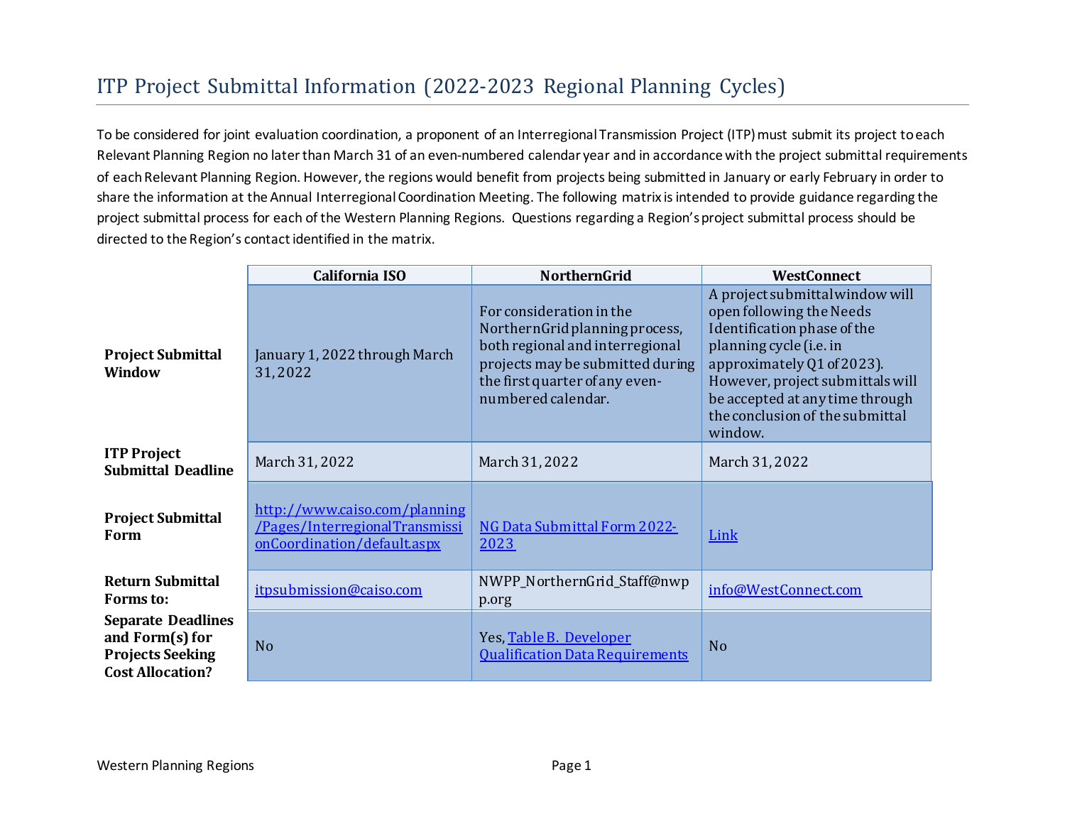# ITP Project Submittal Information (2022-2023 Regional Planning Cycles)

To be considered for joint evaluation coordination, a proponent of an Interregional Transmission Project (ITP) must submit its project to each Relevant Planning Region no later than March 31 of an even-numbered calendar year and in accordance with the project submittal requirements of each Relevant Planning Region. However, the regions would benefit from projects being submitted in January or early February in order to share the information at the Annual Interregional Coordination Meeting. The following matrix is intended to provide guidance regarding the project submittal process for each of the Western Planning Regions. Questions regarding a Region's project submittal process should be directed to the Region's contact identified in the matrix.

| | California ISO | NorthernGrid | WestConnect |
|---|---|---|---|
| **Project Submittal Window** | January 1, 2022 through March 31, 2022 | For consideration in the NorthernGrid planning process, both regional and interregional projects may be submitted during the first quarter of any even-numbered calendar. | A project submittal window will open following the Needs Identification phase of the planning cycle (i.e. in approximately Q1 of 2023). However, project submittals will be accepted at any time through the conclusion of the submittal window. |
| **ITP Project Submittal Deadline** | March 31, 2022 | March 31, 2022 | March 31, 2022 |
| **Project Submittal Form** | http://www.caiso.com/planning/Pages/InterregionalTransmissionCoordination/default.aspx | NG Data Submittal Form 2022-2023 | Link |
| **Return Submittal Forms to:** | itpsubmission@caiso.com | NWPP_NorthernGrid_Staff@nwpp.org | info@WestConnect.com |
| **Separate Deadlines and Form(s) for Projects Seeking Cost Allocation?** | No | Yes, Table B. Developer Qualification Data Requirements | No |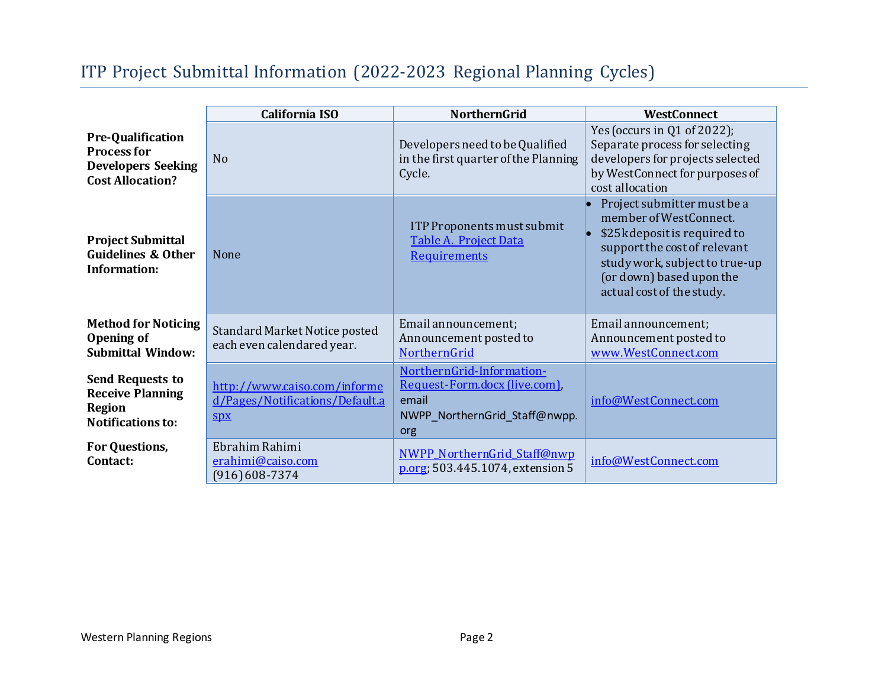## ITP Project Submittal Information (2022-2023 Regional Planning Cycles)

| | California ISO | NorthernGrid | WestConnect |
|---|---|---|---|
| **Pre-Qualification Process for Developers Seeking Cost Allocation?** | No | Developers need to be Qualified in the first quarter of the Planning Cycle. | Yes (occurs in Q1 of 2022); Separate process for selecting developers for projects selected by WestConnect for purposes of cost allocation |
| **Project Submittal Guidelines & Other Information:** | None | ITP Proponents must submit Table A. Project Data Requirements | • Project submitter must be a member of WestConnect. • $25k deposit is required to support the cost of relevant study work, subject to true-up (or down) based upon the actual cost of the study. |
| **Method for Noticing Opening of Submittal Window:** | Standard Market Notice posted each even calendared year. | Email announcement; Announcement posted to NorthernGrid | Email announcement; Announcement posted to www.WestConnect.com |
| **Send Requests to Receive Planning Region Notifications to:** | http://www.caiso.com/informed/Pages/Notifications/Default.aspx | NorthernGrid-Information-Request-Form.docx (live.com), email NWPP_NorthernGrid_Staff@nwpp.org | info@WestConnect.com |
| **For Questions, Contact:** | Ebrahim Rahimi erahimi@caiso.com (916) 608-7374 | NWPP_NorthernGrid_Staff@nwpp.org; 503.445.1074, extension 5 | info@WestConnect.com |